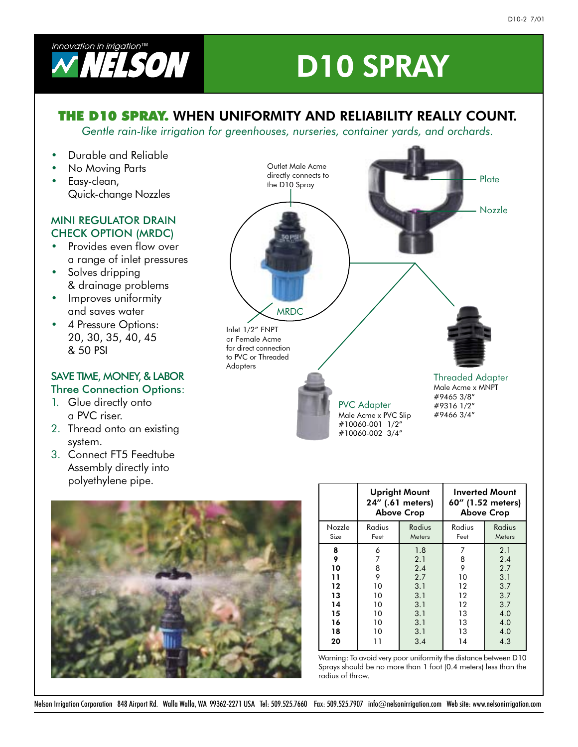# D10 SPRAY

## THE D10 SPRAY. WHEN UNIFORMITY AND RELIABILITY REALLY COUNT.

*Gentle rain-like irrigation for greenhouses, nurseries, container yards, and orchards.*

- Durable and Reliable
- No Moving Parts
- Easy-clean, Quick-change Nozzles

### MINI REGULATOR DRAIN CHECK OPTION (MRDC)

- Provides even flow over a range of inlet pressures
- Solves dripping & drainage problems
- Improves uniformity and saves water
- 4 Pressure Options: 20, 30, 35, 40, 45 & 50 PSI

### SAVE TIME, MONEY, & LABOR
### Three Connection Options:

1. Glue directly onto a PVC riser.
2. Thread onto an existing system.
3. Connect FT5 Feedtube Assembly directly into polyethylene pipe.

Outlet Male Acme directly connects to the D10 Spray

Plate

Nozzle

MRDC

Inlet 1/2″ FNPT or Female Acme for direct connection to PVC or Threaded Adapters

**PVC Adapter**
Male Acme x PVC Slip
#10060-001 1/2″
#10060-002 3/4″

**Threaded Adapter**
Male Acme x MNPT
#9465 3/8″
#9316 1/2″
#9466 3/4″

| | Upright Mount 24″ (.61 meters) Above Crop | | Inverted Mount 60″ (1.52 meters) Above Crop | |
|---|---|---|---|---|
| Nozzle Size | Radius Feet | Radius Meters | Radius Feet | Radius Meters |
| **8** | 6 | 1.8 | 7 | 2.1 |
| **9** | 7 | 2.1 | 8 | 2.4 |
| **10** | 8 | 2.4 | 9 | 2.7 |
| **11** | 9 | 2.7 | 10 | 3.1 |
| **12** | 10 | 3.1 | 12 | 3.7 |
| **13** | 10 | 3.1 | 12 | 3.7 |
| **14** | 10 | 3.1 | 12 | 3.7 |
| **15** | 10 | 3.1 | 13 | 4.0 |
| **16** | 10 | 3.1 | 13 | 4.0 |
| **18** | 10 | 3.1 | 13 | 4.0 |
| **20** | 11 | 3.4 | 14 | 4.3 |

Warning: To avoid very poor uniformity the distance between D10 Sprays should be no more than 1 foot (0.4 meters) less than the radius of throw.

Nelson Irrigation Corporation 848 Airport Rd. Walla Walla, WA 99362-2271 USA Tel: 509.525.7660 Fax: 509.525.7907 info@nelsonirrigation.com Web site: www.nelsonirrigation.com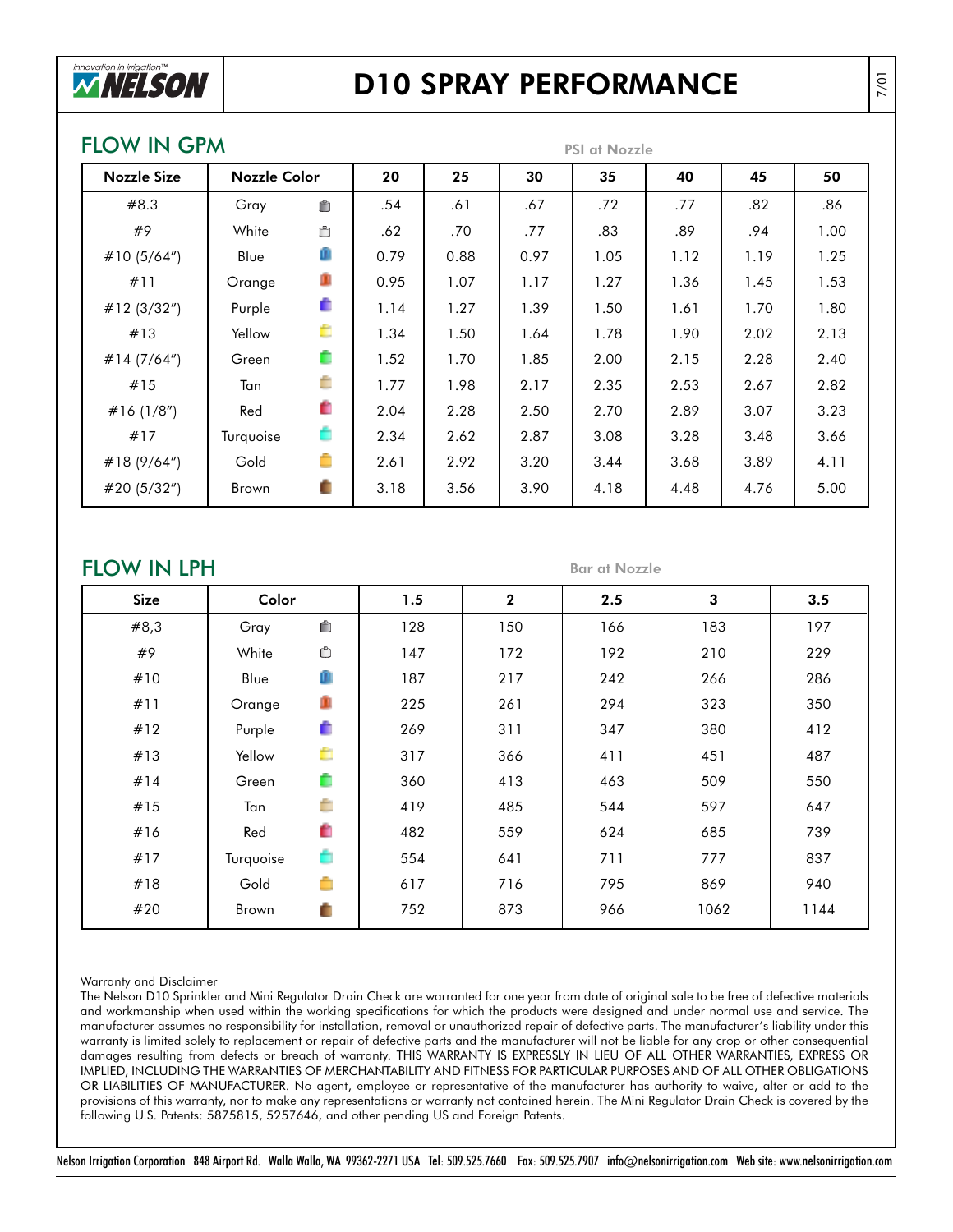# D10 SPRAY PERFORMANCE

## FLOW IN GPM

PSI at Nozzle

| Nozzle Size | Nozzle Color | 20 | 25 | 30 | 35 | 40 | 45 | 50 |
|---|---|---|---|---|---|---|---|---|
| #8.3 | Gray | .54 | .61 | .67 | .72 | .77 | .82 | .86 |
| #9 | White | .62 | .70 | .77 | .83 | .89 | .94 | 1.00 |
| #10 (5/64″) | Blue | 0.79 | 0.88 | 0.97 | 1.05 | 1.12 | 1.19 | 1.25 |
| #11 | Orange | 0.95 | 1.07 | 1.17 | 1.27 | 1.36 | 1.45 | 1.53 |
| #12 (3/32″) | Purple | 1.14 | 1.27 | 1.39 | 1.50 | 1.61 | 1.70 | 1.80 |
| #13 | Yellow | 1.34 | 1.50 | 1.64 | 1.78 | 1.90 | 2.02 | 2.13 |
| #14 (7/64″) | Green | 1.52 | 1.70 | 1.85 | 2.00 | 2.15 | 2.28 | 2.40 |
| #15 | Tan | 1.77 | 1.98 | 2.17 | 2.35 | 2.53 | 2.67 | 2.82 |
| #16 (1/8″) | Red | 2.04 | 2.28 | 2.50 | 2.70 | 2.89 | 3.07 | 3.23 |
| #17 | Turquoise | 2.34 | 2.62 | 2.87 | 3.08 | 3.28 | 3.48 | 3.66 |
| #18 (9/64″) | Gold | 2.61 | 2.92 | 3.20 | 3.44 | 3.68 | 3.89 | 4.11 |
| #20 (5/32″) | Brown | 3.18 | 3.56 | 3.90 | 4.18 | 4.48 | 4.76 | 5.00 |

## FLOW IN LPH

Bar at Nozzle

| Size | Color | 1.5 | 2 | 2.5 | 3 | 3.5 |
|---|---|---|---|---|---|---|
| #8,3 | Gray | 128 | 150 | 166 | 183 | 197 |
| #9 | White | 147 | 172 | 192 | 210 | 229 |
| #10 | Blue | 187 | 217 | 242 | 266 | 286 |
| #11 | Orange | 225 | 261 | 294 | 323 | 350 |
| #12 | Purple | 269 | 311 | 347 | 380 | 412 |
| #13 | Yellow | 317 | 366 | 411 | 451 | 487 |
| #14 | Green | 360 | 413 | 463 | 509 | 550 |
| #15 | Tan | 419 | 485 | 544 | 597 | 647 |
| #16 | Red | 482 | 559 | 624 | 685 | 739 |
| #17 | Turquoise | 554 | 641 | 711 | 777 | 837 |
| #18 | Gold | 617 | 716 | 795 | 869 | 940 |
| #20 | Brown | 752 | 873 | 966 | 1062 | 1144 |

Warranty and Disclaimer

The Nelson D10 Sprinkler and Mini Regulator Drain Check are warranted for one year from date of original sale to be free of defective materials and workmanship when used within the working specifications for which the products were designed and under normal use and service. The manufacturer assumes no responsibility for installation, removal or unauthorized repair of defective parts. The manufacturer's liability under this warranty is limited solely to replacement or repair of defective parts and the manufacturer will not be liable for any crop or other consequential damages resulting from defects or breach of warranty. THIS WARRANTY IS EXPRESSLY IN LIEU OF ALL OTHER WARRANTIES, EXPRESS OR IMPLIED, INCLUDING THE WARRANTIES OF MERCHANTABILITY AND FITNESS FOR PARTICULAR PURPOSES AND OF ALL OTHER OBLIGATIONS OR LIABILITIES OF MANUFACTURER. No agent, employee or representative of the manufacturer has authority to waive, alter or add to the provisions of this warranty, nor to make any representations or warranty not contained herein. The Mini Regulator Drain Check is covered by the following U.S. Patents: 5875815, 5257646, and other pending US and Foreign Patents.

Nelson Irrigation Corporation 848 Airport Rd. Walla Walla, WA 99362-2271 USA Tel: 509.525.7660 Fax: 509.525.7907 info@nelsonirrigation.com Web site: www.nelsonirrigation.com